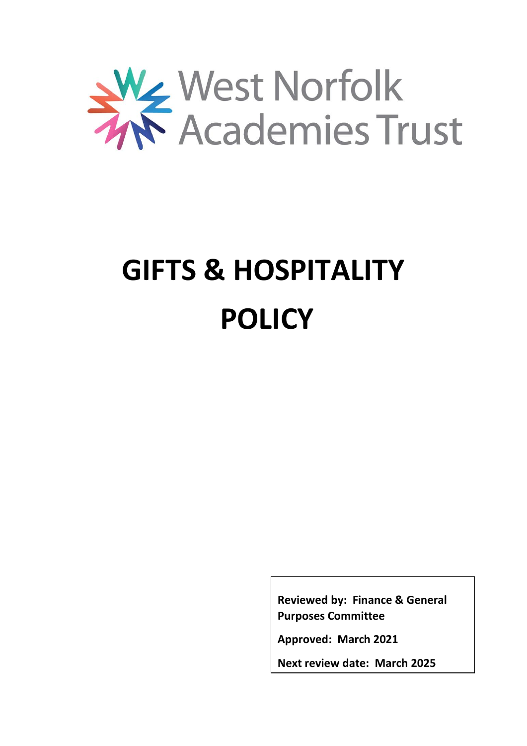West Norfolk Academies Trust

# GIFTS & HOSPITALITY POLICY

**Reviewed by: Finance & General Purposes Committee**

**Approved: March 2021**

**Next review date: March 2025**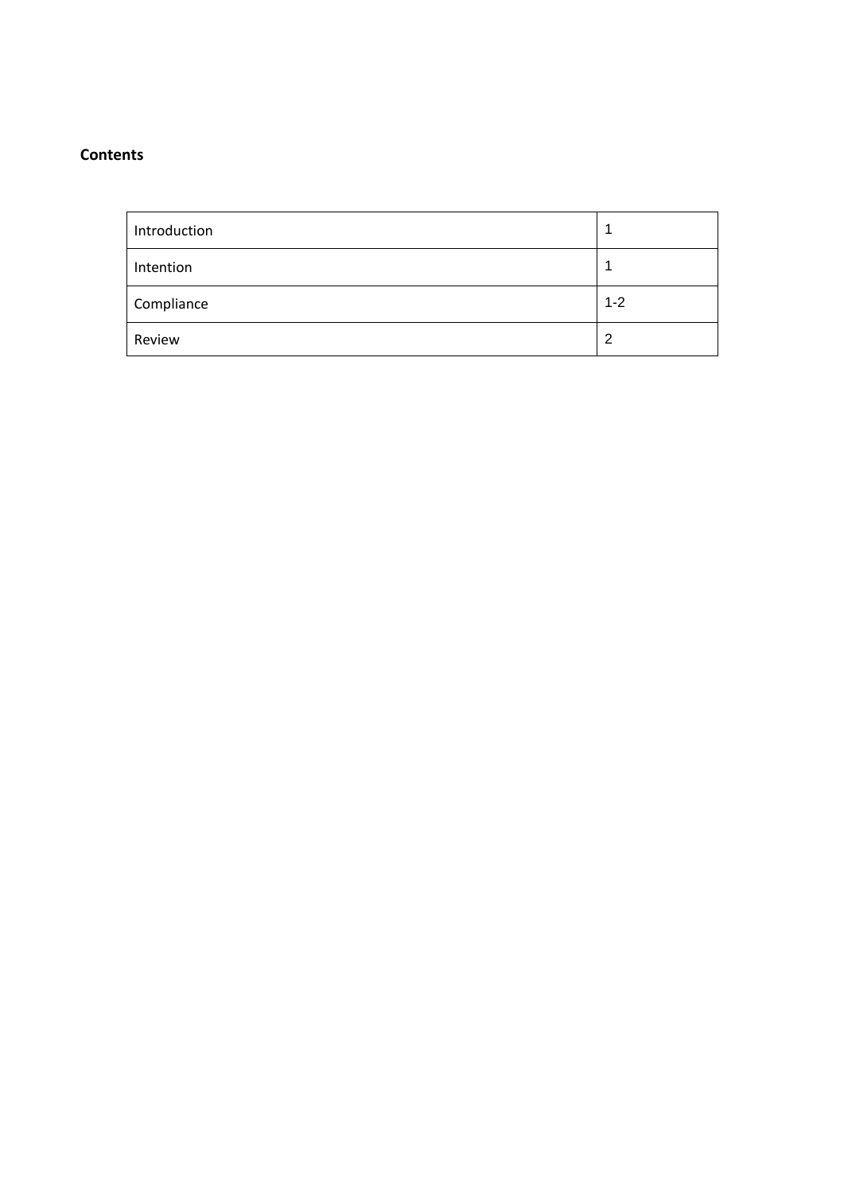**Contents**

| | |
|---|---|
| Introduction | 1 |
| Intention | 1 |
| Compliance | 1-2 |
| Review | 2 |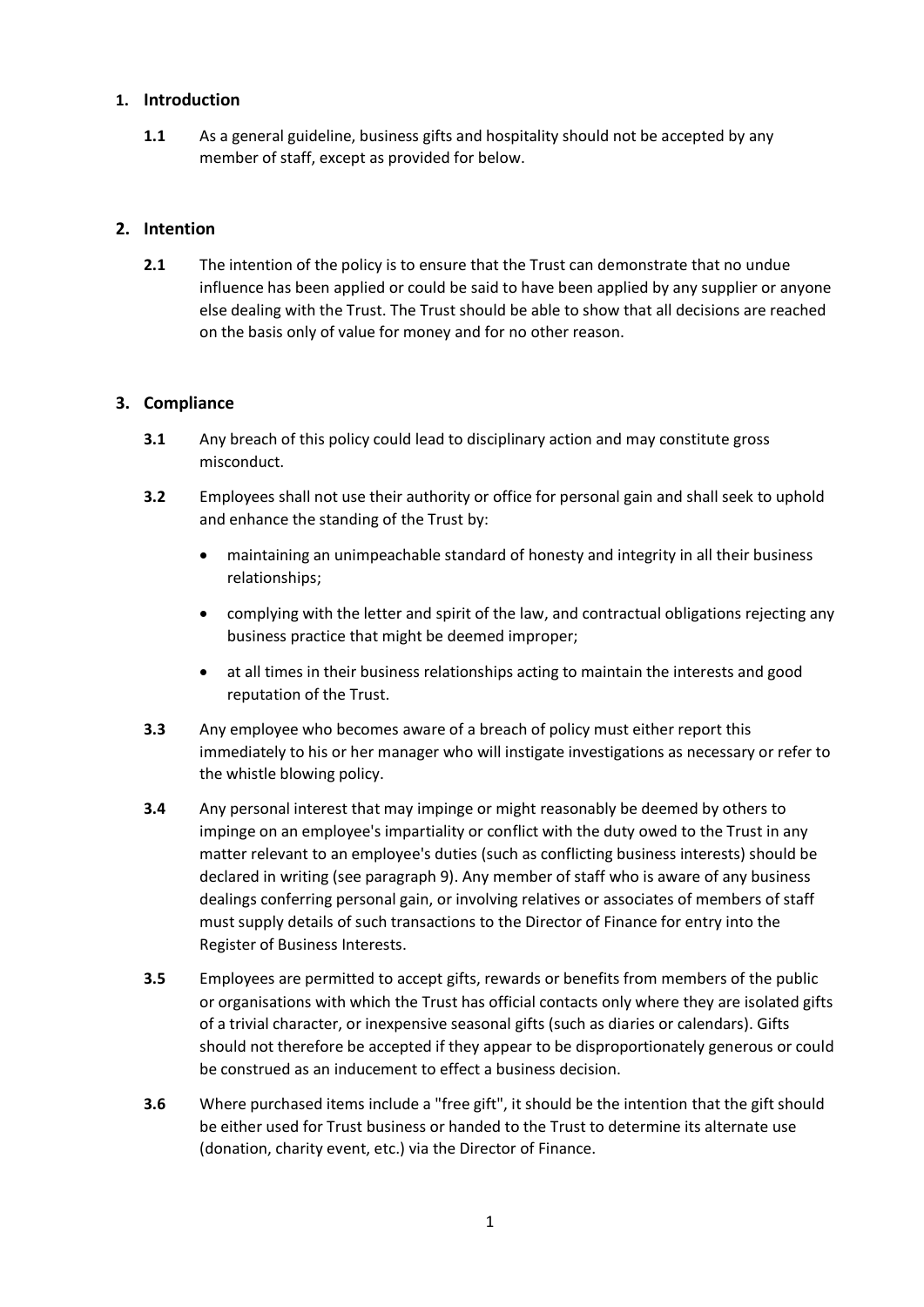## 1. Introduction

**1.1** As a general guideline, business gifts and hospitality should not be accepted by any member of staff, except as provided for below.

## 2. Intention

**2.1** The intention of the policy is to ensure that the Trust can demonstrate that no undue influence has been applied or could be said to have been applied by any supplier or anyone else dealing with the Trust. The Trust should be able to show that all decisions are reached on the basis only of value for money and for no other reason.

## 3. Compliance

**3.1** Any breach of this policy could lead to disciplinary action and may constitute gross misconduct.

**3.2** Employees shall not use their authority or office for personal gain and shall seek to uphold and enhance the standing of the Trust by:

- maintaining an unimpeachable standard of honesty and integrity in all their business relationships;
- complying with the letter and spirit of the law, and contractual obligations rejecting any business practice that might be deemed improper;
- at all times in their business relationships acting to maintain the interests and good reputation of the Trust.

**3.3** Any employee who becomes aware of a breach of policy must either report this immediately to his or her manager who will instigate investigations as necessary or refer to the whistle blowing policy.

**3.4** Any personal interest that may impinge or might reasonably be deemed by others to impinge on an employee's impartiality or conflict with the duty owed to the Trust in any matter relevant to an employee's duties (such as conflicting business interests) should be declared in writing (see paragraph 9). Any member of staff who is aware of any business dealings conferring personal gain, or involving relatives or associates of members of staff must supply details of such transactions to the Director of Finance for entry into the Register of Business Interests.

**3.5** Employees are permitted to accept gifts, rewards or benefits from members of the public or organisations with which the Trust has official contacts only where they are isolated gifts of a trivial character, or inexpensive seasonal gifts (such as diaries or calendars). Gifts should not therefore be accepted if they appear to be disproportionately generous or could be construed as an inducement to effect a business decision.

**3.6** Where purchased items include a "free gift", it should be the intention that the gift should be either used for Trust business or handed to the Trust to determine its alternate use (donation, charity event, etc.) via the Director of Finance.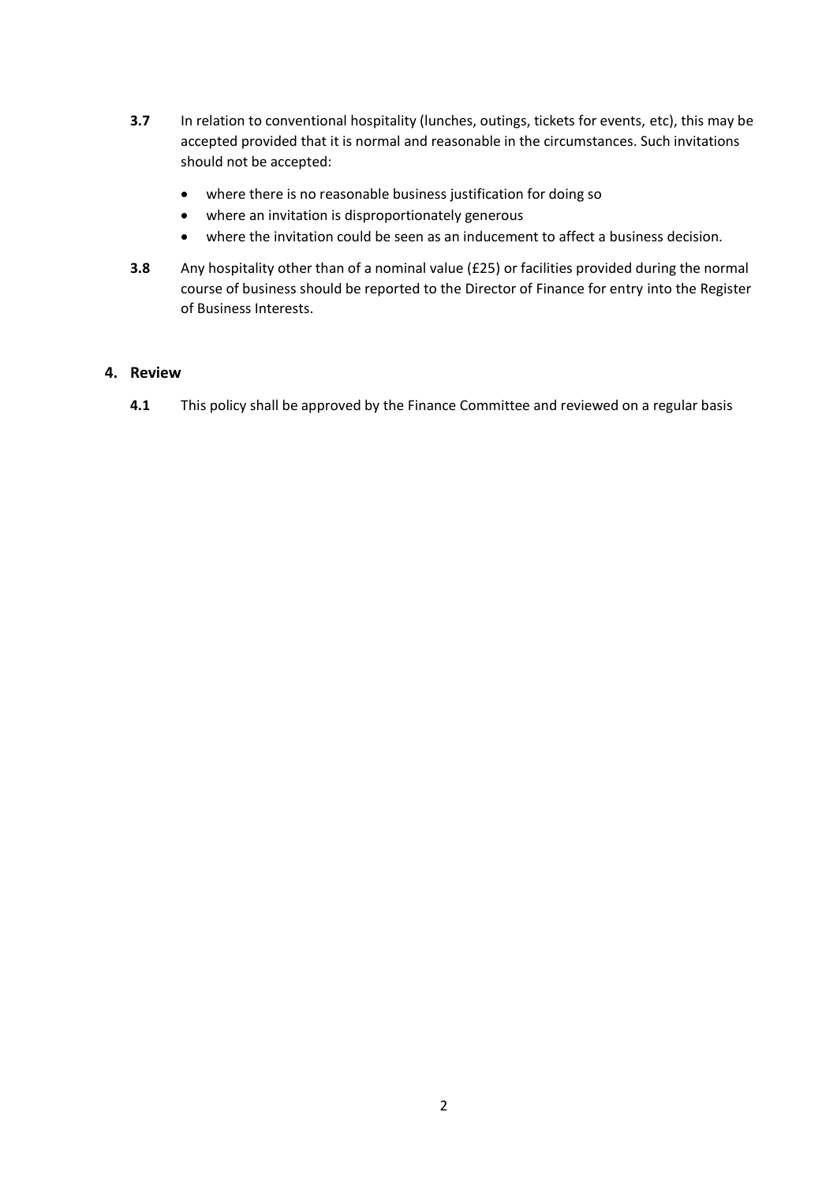**3.7** In relation to conventional hospitality (lunches, outings, tickets for events, etc), this may be accepted provided that it is normal and reasonable in the circumstances. Such invitations should not be accepted:

- where there is no reasonable business justification for doing so
- where an invitation is disproportionately generous
- where the invitation could be seen as an inducement to affect a business decision.

**3.8** Any hospitality other than of a nominal value (£25) or facilities provided during the normal course of business should be reported to the Director of Finance for entry into the Register of Business Interests.

## 4. Review

**4.1** This policy shall be approved by the Finance Committee and reviewed on a regular basis